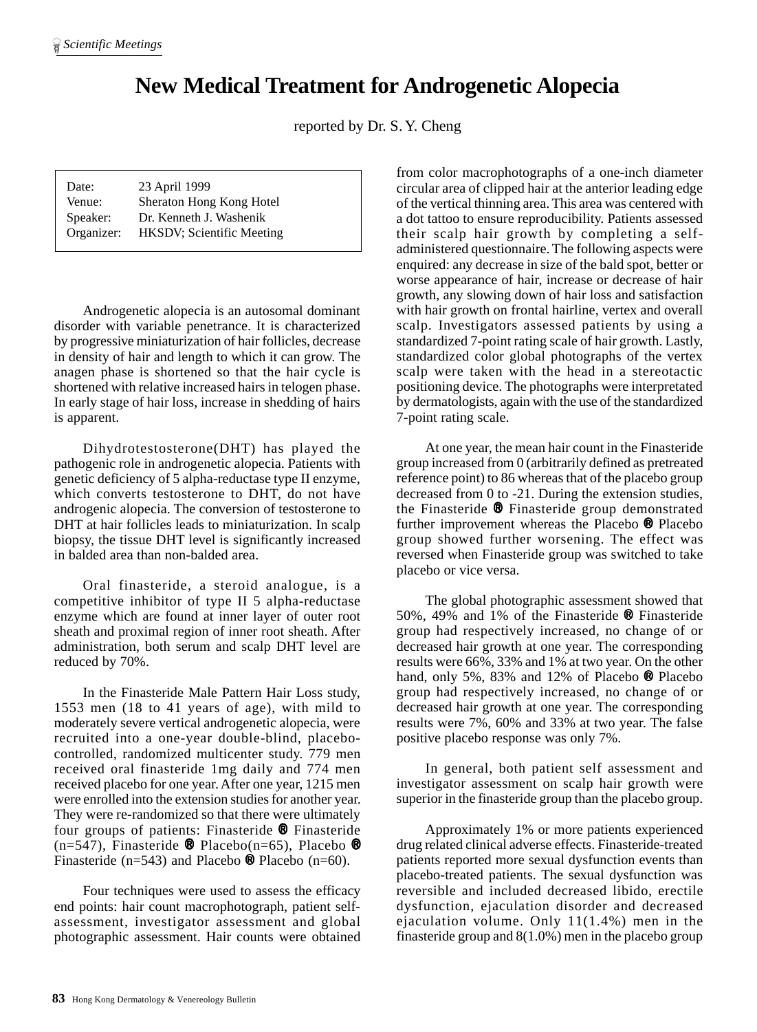*Scientific Meetings*

# New Medical Treatment for Androgenetic Alopecia

reported by Dr. S. Y. Cheng

| | |
|---|---|
| Date: | 23 April 1999 |
| Venue: | Sheraton Hong Kong Hotel |
| Speaker: | Dr. Kenneth J. Washenik |
| Organizer: | HKSDV; Scientific Meeting |

Androgenetic alopecia is an autosomal dominant disorder with variable penetrance. It is characterized by progressive miniaturization of hair follicles, decrease in density of hair and length to which it can grow. The anagen phase is shortened so that the hair cycle is shortened with relative increased hairs in telogen phase. In early stage of hair loss, increase in shedding of hairs is apparent.

Dihydrotestosterone(DHT) has played the pathogenic role in androgenetic alopecia. Patients with genetic deficiency of 5 alpha-reductase type II enzyme, which converts testosterone to DHT, do not have androgenic alopecia. The conversion of testosterone to DHT at hair follicles leads to miniaturization. In scalp biopsy, the tissue DHT level is significantly increased in balded area than non-balded area.

Oral finasteride, a steroid analogue, is a competitive inhibitor of type II 5 alpha-reductase enzyme which are found at inner layer of outer root sheath and proximal region of inner root sheath. After administration, both serum and scalp DHT level are reduced by 70%.

In the Finasteride Male Pattern Hair Loss study, 1553 men (18 to 41 years of age), with mild to moderately severe vertical androgenetic alopecia, were recruited into a one-year double-blind, placebo-controlled, randomized multicenter study. 779 men received oral finasteride 1mg daily and 774 men received placebo for one year. After one year, 1215 men were enrolled into the extension studies for another year. They were re-randomized so that there were ultimately four groups of patients: Finasteride ® Finasteride (n=547), Finasteride ® Placebo(n=65), Placebo ® Finasteride (n=543) and Placebo ® Placebo (n=60).

Four techniques were used to assess the efficacy end points: hair count macrophotograph, patient self-assessment, investigator assessment and global photographic assessment. Hair counts were obtained from color macrophotographs of a one-inch diameter circular area of clipped hair at the anterior leading edge of the vertical thinning area. This area was centered with a dot tattoo to ensure reproducibility. Patients assessed their scalp hair growth by completing a self-administered questionnaire. The following aspects were enquired: any decrease in size of the bald spot, better or worse appearance of hair, increase or decrease of hair growth, any slowing down of hair loss and satisfaction with hair growth on frontal hairline, vertex and overall scalp. Investigators assessed patients by using a standardized 7-point rating scale of hair growth. Lastly, standardized color global photographs of the vertex scalp were taken with the head in a stereotactic positioning device. The photographs were interpretated by dermatologists, again with the use of the standardized 7-point rating scale.

At one year, the mean hair count in the Finasteride group increased from 0 (arbitrarily defined as pretreated reference point) to 86 whereas that of the placebo group decreased from 0 to -21. During the extension studies, the Finasteride ® Finasteride group demonstrated further improvement whereas the Placebo ® Placebo group showed further worsening. The effect was reversed when Finasteride group was switched to take placebo or vice versa.

The global photographic assessment showed that 50%, 49% and 1% of the Finasteride ® Finasteride group had respectively increased, no change of or decreased hair growth at one year. The corresponding results were 66%, 33% and 1% at two year. On the other hand, only 5%, 83% and 12% of Placebo ® Placebo group had respectively increased, no change of or decreased hair growth at one year. The corresponding results were 7%, 60% and 33% at two year. The false positive placebo response was only 7%.

In general, both patient self assessment and investigator assessment on scalp hair growth were superior in the finasteride group than the placebo group.

Approximately 1% or more patients experienced drug related clinical adverse effects. Finasteride-treated patients reported more sexual dysfunction events than placebo-treated patients. The sexual dysfunction was reversible and included decreased libido, erectile dysfunction, ejaculation disorder and decreased ejaculation volume. Only 11(1.4%) men in the finasteride group and 8(1.0%) men in the placebo group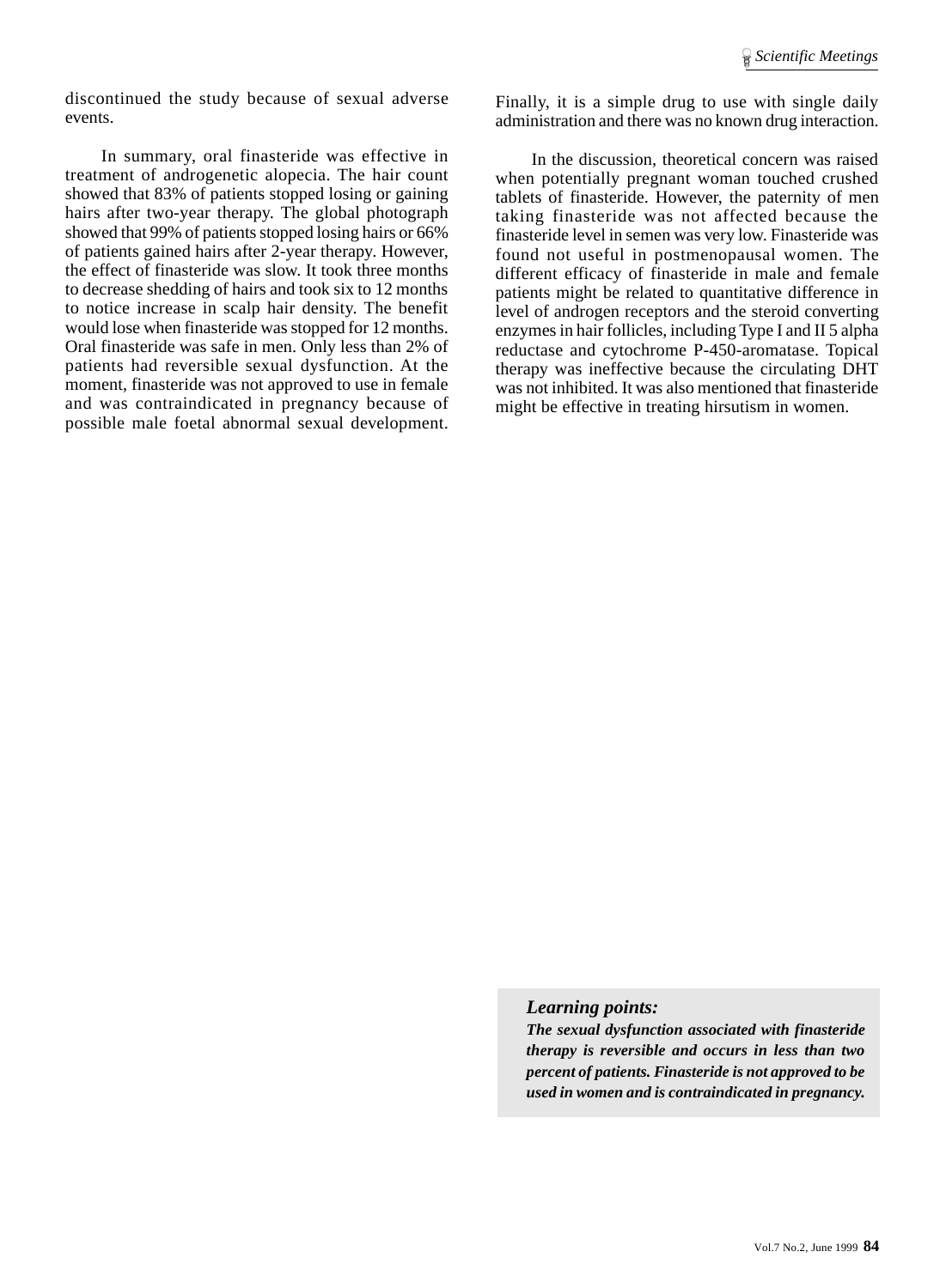discontinued the study because of sexual adverse events.

In summary, oral finasteride was effective in treatment of androgenetic alopecia. The hair count showed that 83% of patients stopped losing or gaining hairs after two-year therapy. The global photograph showed that 99% of patients stopped losing hairs or 66% of patients gained hairs after 2-year therapy. However, the effect of finasteride was slow. It took three months to decrease shedding of hairs and took six to 12 months to notice increase in scalp hair density. The benefit would lose when finasteride was stopped for 12 months. Oral finasteride was safe in men. Only less than 2% of patients had reversible sexual dysfunction. At the moment, finasteride was not approved to use in female and was contraindicated in pregnancy because of possible male foetal abnormal sexual development. Finally, it is a simple drug to use with single daily administration and there was no known drug interaction.

In the discussion, theoretical concern was raised when potentially pregnant woman touched crushed tablets of finasteride. However, the paternity of men taking finasteride was not affected because the finasteride level in semen was very low. Finasteride was found not useful in postmenopausal women. The different efficacy of finasteride in male and female patients might be related to quantitative difference in level of androgen receptors and the steroid converting enzymes in hair follicles, including Type I and II 5 alpha reductase and cytochrome P-450-aromatase. Topical therapy was ineffective because the circulating DHT was not inhibited. It was also mentioned that finasteride might be effective in treating hirsutism in women.

***Learning points:***

***The sexual dysfunction associated with finasteride therapy is reversible and occurs in less than two percent of patients. Finasteride is not approved to be used in women and is contraindicated in pregnancy.***